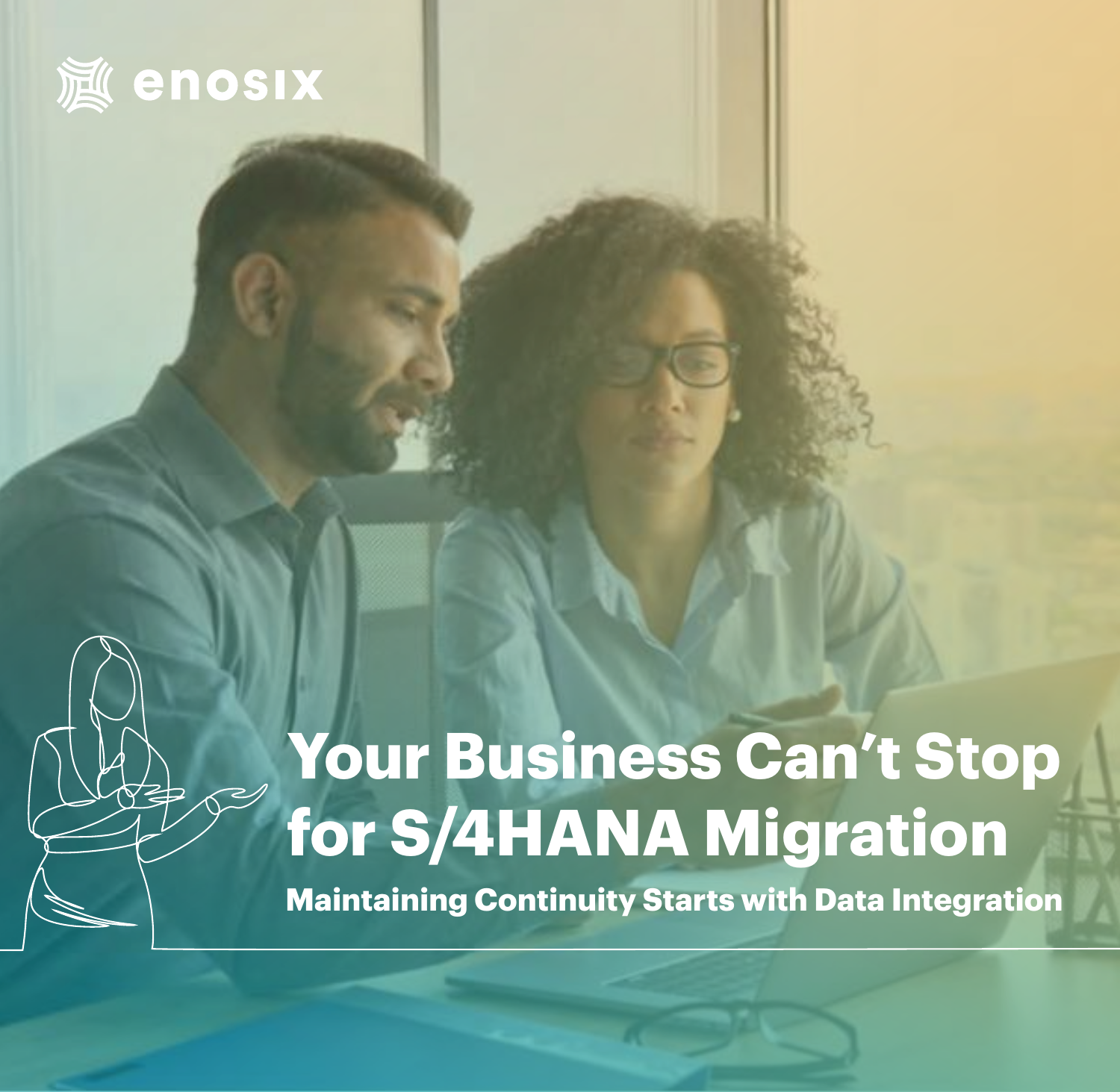enosix

# Your Business Can't Stop for S/4HANA Migration

## Maintaining Continuity Starts with Data Integration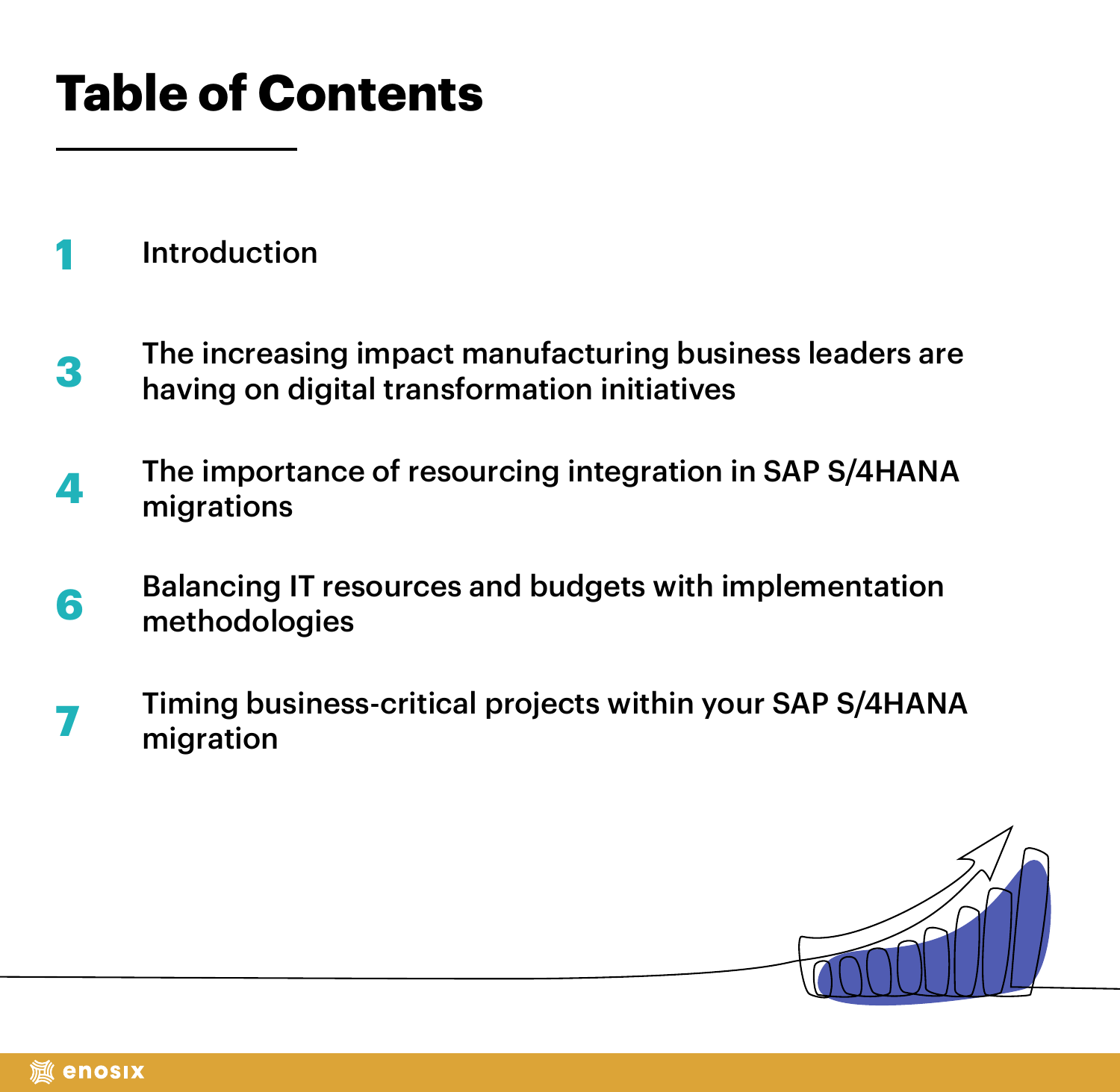# Table of Contents

| | |
|---|---|
| 1 | Introduction |
| 3 | The increasing impact manufacturing business leaders are having on digital transformation initiatives |
| 4 | The importance of resourcing integration in SAP S/4HANA migrations |
| 6 | Balancing IT resources and budgets with implementation methodologies |
| 7 | Timing business-critical projects within your SAP S/4HANA migration |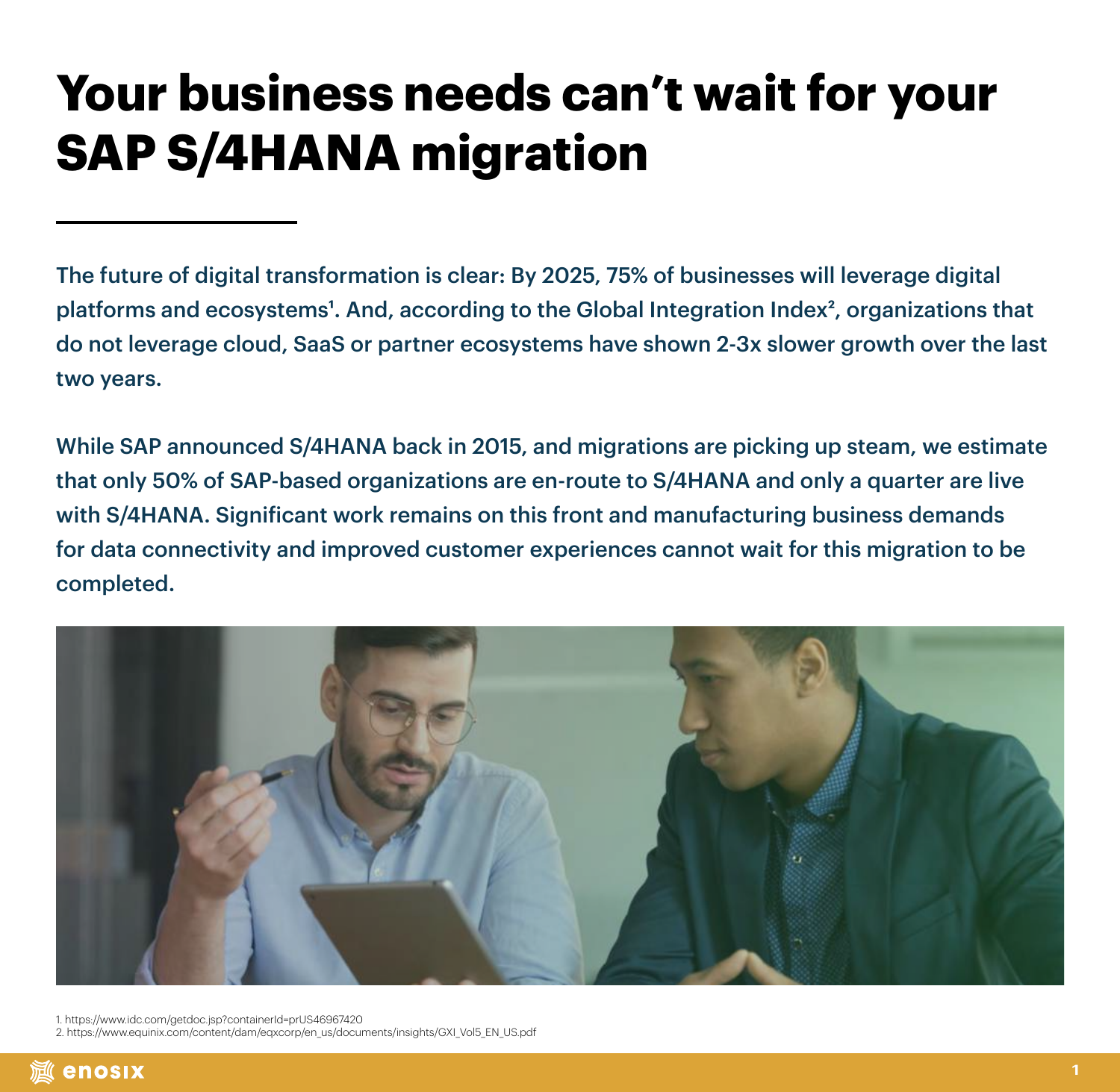# Your business needs can't wait for your SAP S/4HANA migration

The future of digital transformation is clear: By 2025, 75% of businesses will leverage digital platforms and ecosystems[1]. And, according to the Global Integration Index[2], organizations that do not leverage cloud, SaaS or partner ecosystems have shown 2-3x slower growth over the last two years.

While SAP announced S/4HANA back in 2015, and migrations are picking up steam, we estimate that only 50% of SAP-based organizations are en-route to S/4HANA and only a quarter are live with S/4HANA. Significant work remains on this front and manufacturing business demands for data connectivity and improved customer experiences cannot wait for this migration to be completed.

1. https://www.idc.com/getdoc.jsp?containerId=prUS46967420
2. https://www.equinix.com/content/dam/eqxcorp/en_us/documents/insights/GXI_Vol5_EN_US.pdf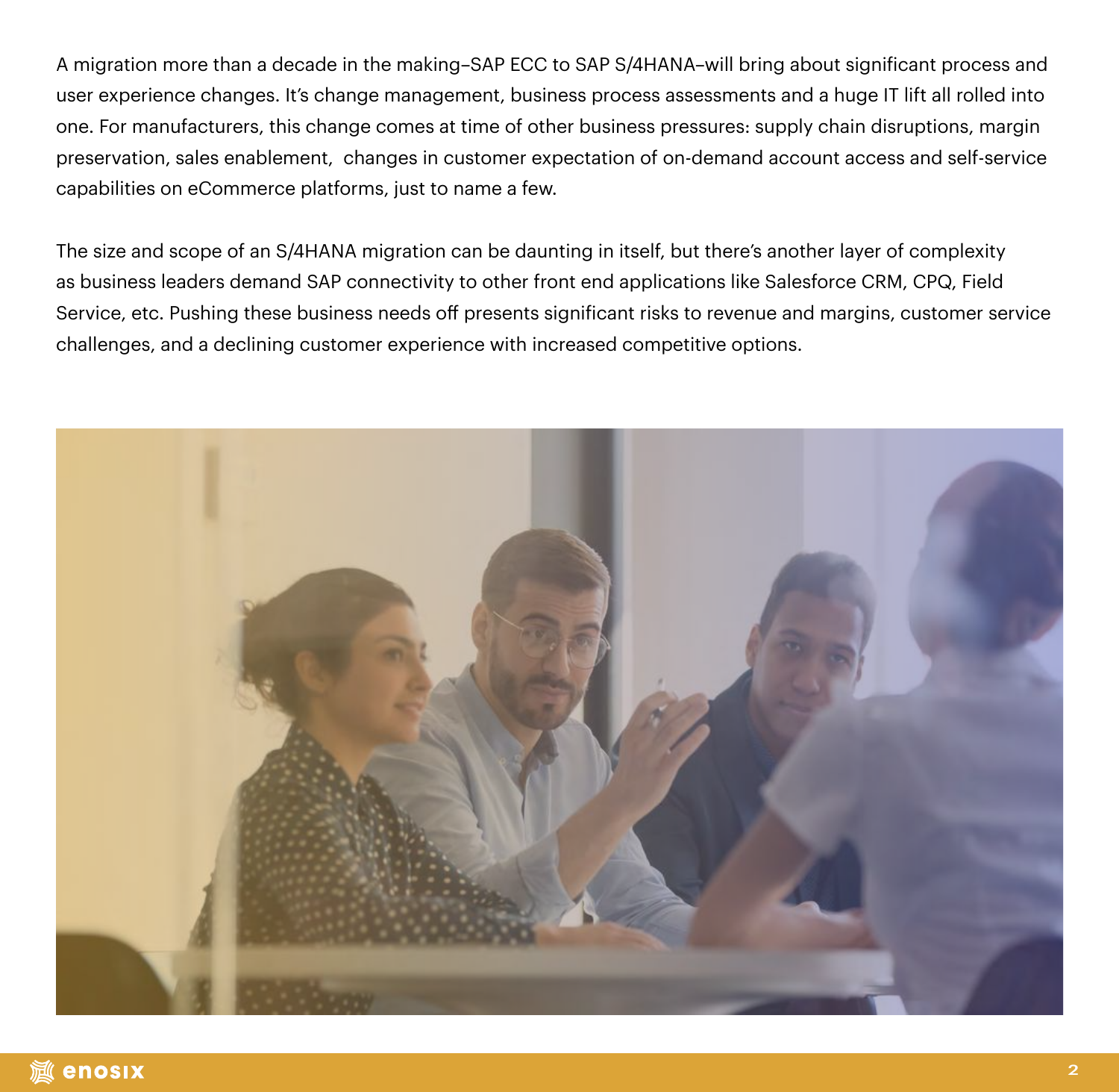A migration more than a decade in the making–SAP ECC to SAP S/4HANA–will bring about significant process and user experience changes. It's change management, business process assessments and a huge IT lift all rolled into one. For manufacturers, this change comes at time of other business pressures: supply chain disruptions, margin preservation, sales enablement,  changes in customer expectation of on-demand account access and self-service capabilities on eCommerce platforms, just to name a few.

The size and scope of an S/4HANA migration can be daunting in itself, but there's another layer of complexity as business leaders demand SAP connectivity to other front end applications like Salesforce CRM, CPQ, Field Service, etc. Pushing these business needs off presents significant risks to revenue and margins, customer service challenges, and a declining customer experience with increased competitive options.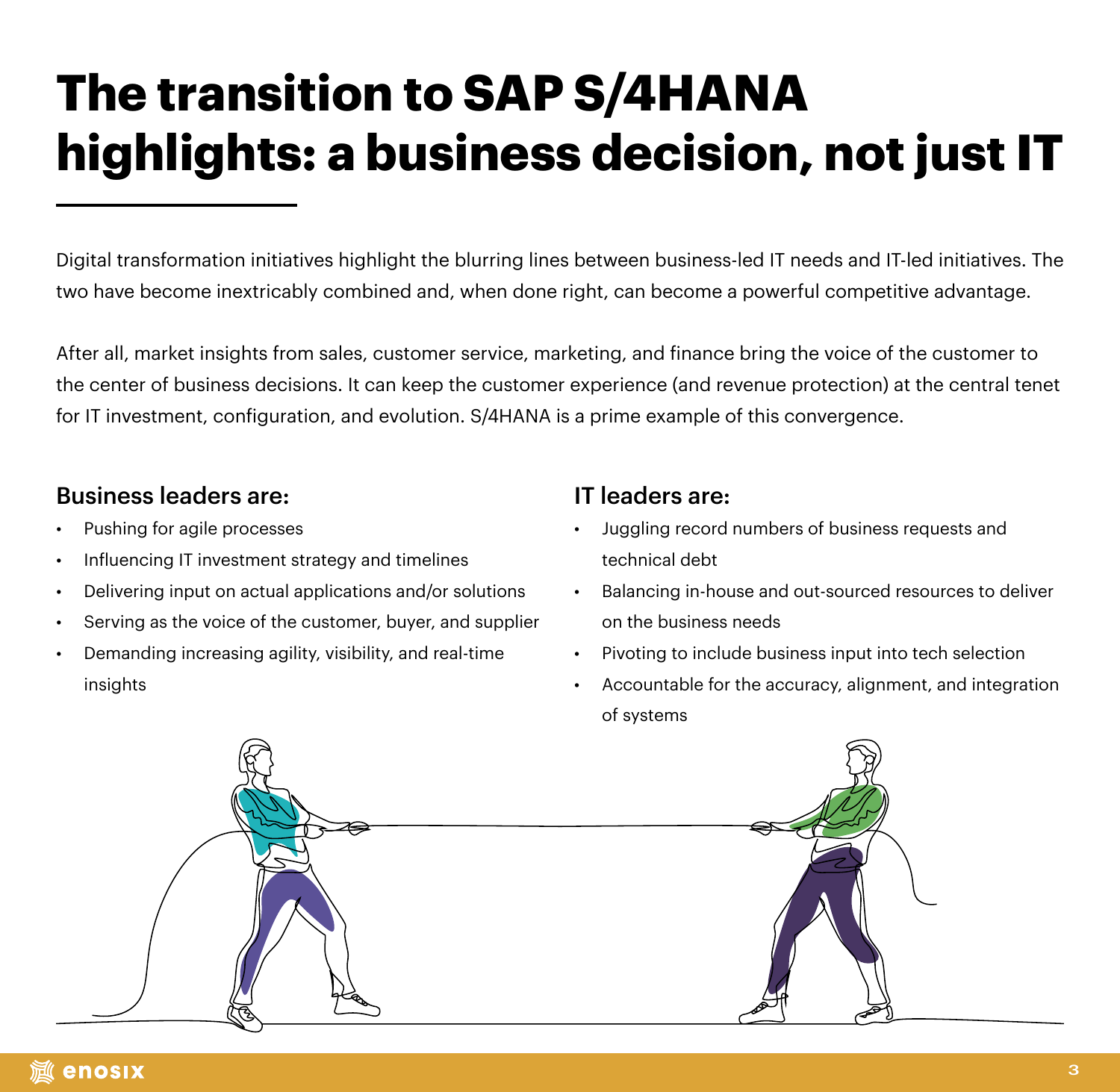# The transition to SAP S/4HANA highlights: a business decision, not just IT

Digital transformation initiatives highlight the blurring lines between business-led IT needs and IT-led initiatives. The two have become inextricably combined and, when done right, can become a powerful competitive advantage.

After all, market insights from sales, customer service, marketing, and finance bring the voice of the customer to the center of business decisions. It can keep the customer experience (and revenue protection) at the central tenet for IT investment, configuration, and evolution. S/4HANA is a prime example of this convergence.

## Business leaders are:

- Pushing for agile processes
- Influencing IT investment strategy and timelines
- Delivering input on actual applications and/or solutions
- Serving as the voice of the customer, buyer, and supplier
- Demanding increasing agility, visibility, and real-time insights

## IT leaders are:

- Juggling record numbers of business requests and technical debt
- Balancing in-house and out-sourced resources to deliver on the business needs
- Pivoting to include business input into tech selection
- Accountable for the accuracy, alignment, and integration of systems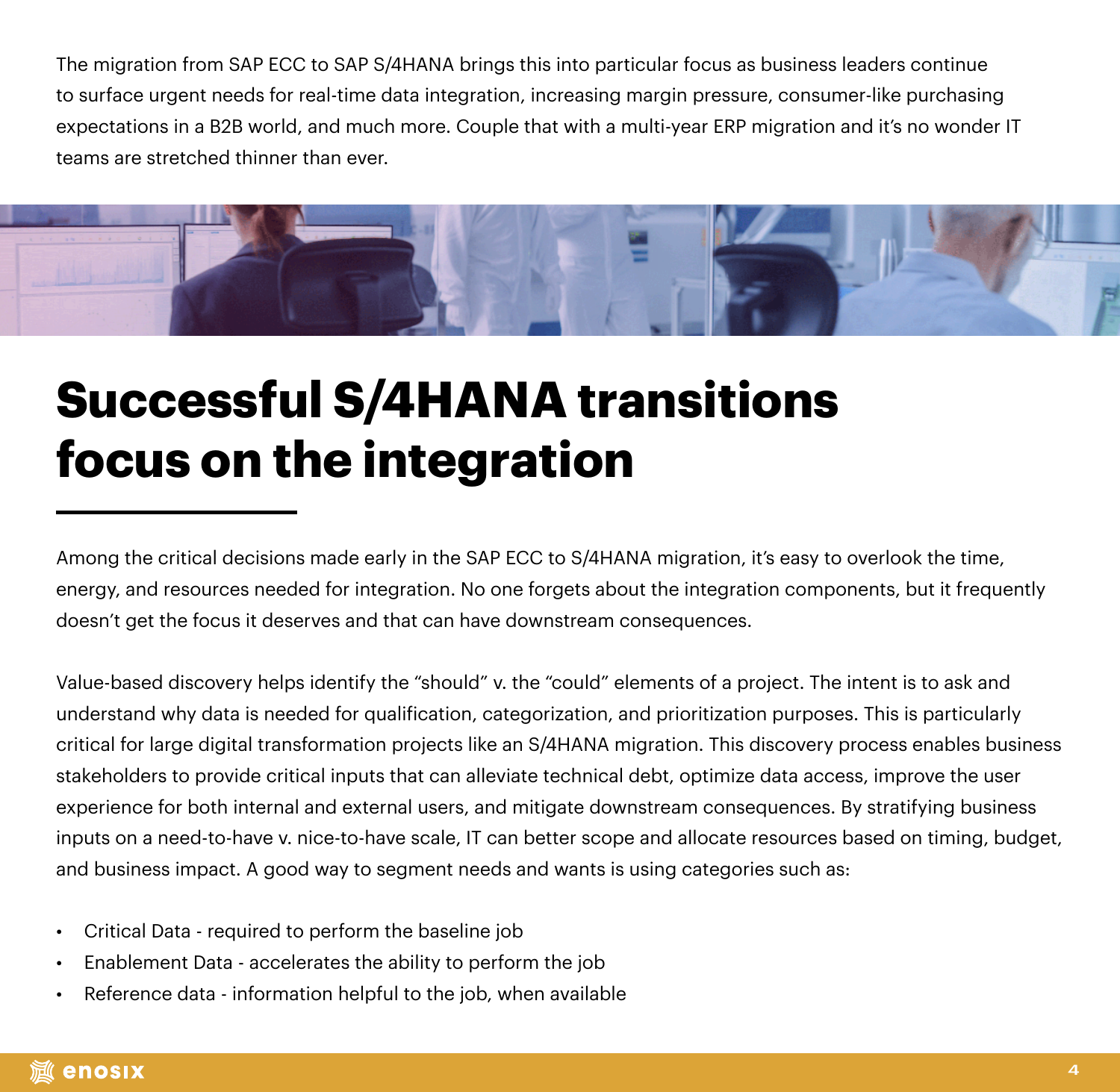The migration from SAP ECC to SAP S/4HANA brings this into particular focus as business leaders continue to surface urgent needs for real-time data integration, increasing margin pressure, consumer-like purchasing expectations in a B2B world, and much more. Couple that with a multi-year ERP migration and it's no wonder IT teams are stretched thinner than ever.

# Successful S/4HANA transitions focus on the integration

Among the critical decisions made early in the SAP ECC to S/4HANA migration, it's easy to overlook the time, energy, and resources needed for integration. No one forgets about the integration components, but it frequently doesn't get the focus it deserves and that can have downstream consequences.

Value-based discovery helps identify the "should" v. the "could" elements of a project. The intent is to ask and understand why data is needed for qualification, categorization, and prioritization purposes. This is particularly critical for large digital transformation projects like an S/4HANA migration. This discovery process enables business stakeholders to provide critical inputs that can alleviate technical debt, optimize data access, improve the user experience for both internal and external users, and mitigate downstream consequences. By stratifying business inputs on a need-to-have v. nice-to-have scale, IT can better scope and allocate resources based on timing, budget, and business impact. A good way to segment needs and wants is using categories such as:

- Critical Data - required to perform the baseline job
- Enablement Data - accelerates the ability to perform the job
- Reference data - information helpful to the job, when available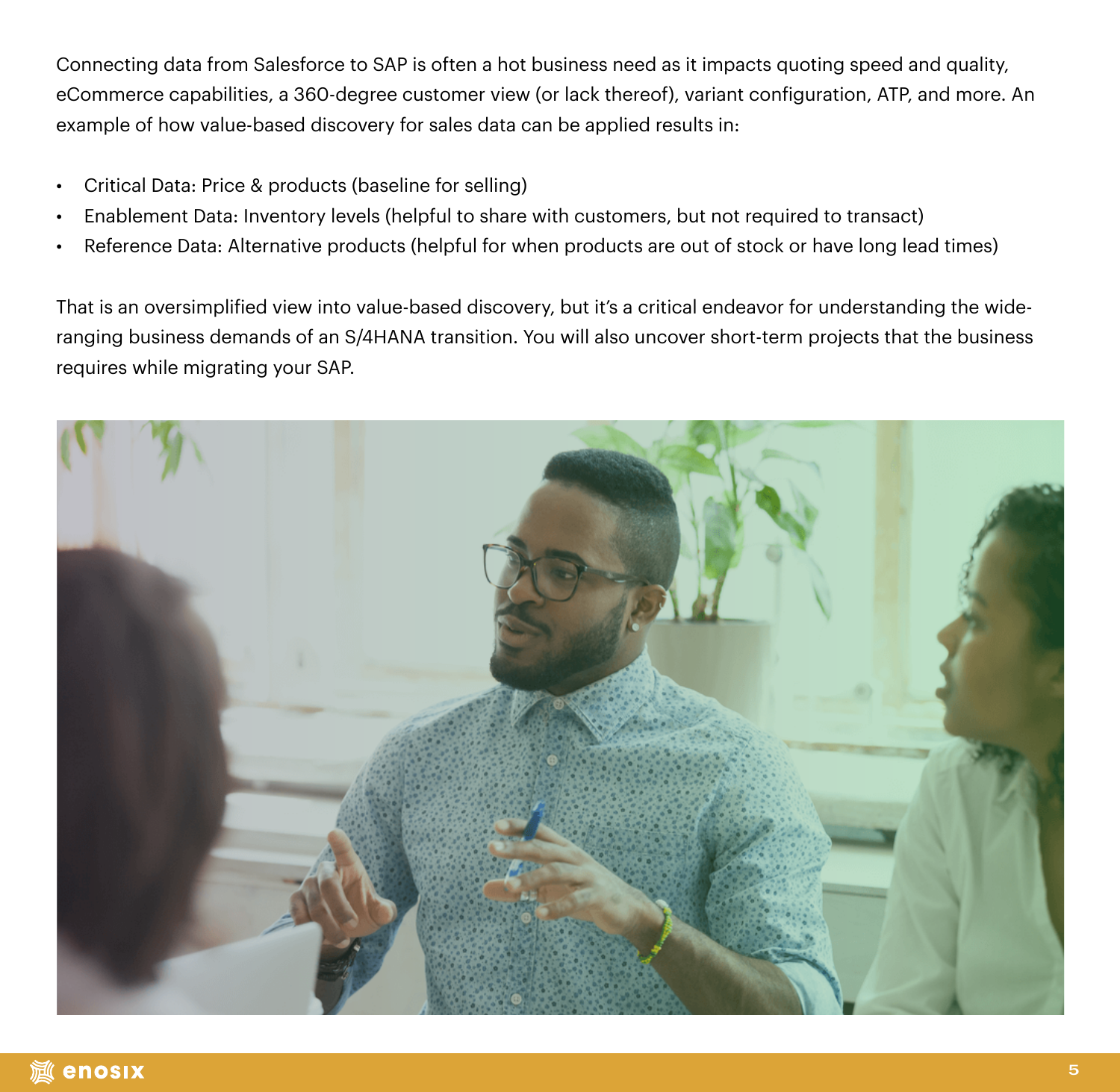Connecting data from Salesforce to SAP is often a hot business need as it impacts quoting speed and quality, eCommerce capabilities, a 360-degree customer view (or lack thereof), variant configuration, ATP, and more. An example of how value-based discovery for sales data can be applied results in:

- Critical Data: Price & products (baseline for selling)
- Enablement Data: Inventory levels (helpful to share with customers, but not required to transact)
- Reference Data: Alternative products (helpful for when products are out of stock or have long lead times)

That is an oversimplified view into value-based discovery, but it's a critical endeavor for understanding the wide-ranging business demands of an S/4HANA transition. You will also uncover short-term projects that the business requires while migrating your SAP.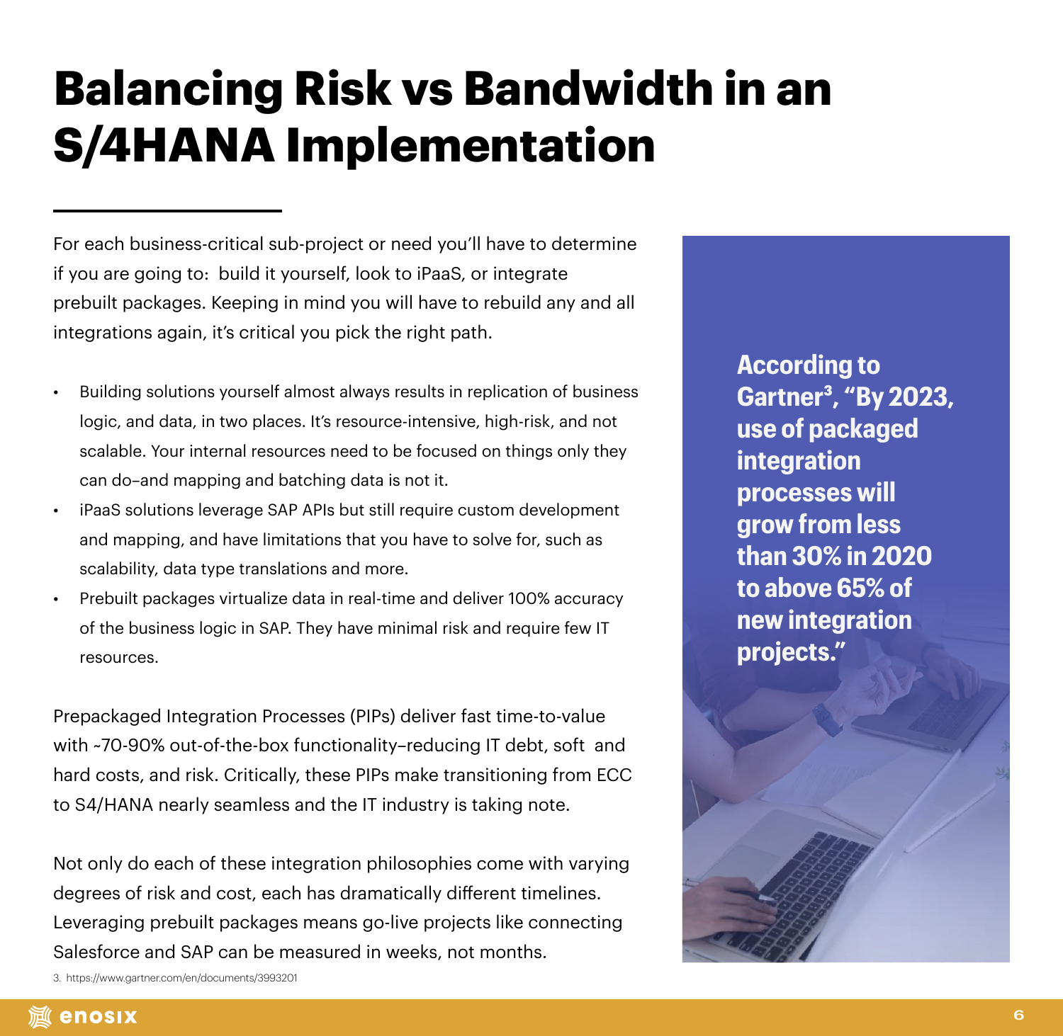# Balancing Risk vs Bandwidth in an S/4HANA Implementation

For each business-critical sub-project or need you'll have to determine if you are going to: build it yourself, look to iPaaS, or integrate prebuilt packages. Keeping in mind you will have to rebuild any and all integrations again, it's critical you pick the right path.

- Building solutions yourself almost always results in replication of business logic, and data, in two places. It's resource-intensive, high-risk, and not scalable. Your internal resources need to be focused on things only they can do–and mapping and batching data is not it.
- iPaaS solutions leverage SAP APIs but still require custom development and mapping, and have limitations that you have to solve for, such as scalability, data type translations and more.
- Prebuilt packages virtualize data in real-time and deliver 100% accuracy of the business logic in SAP. They have minimal risk and require few IT resources.

Prepackaged Integration Processes (PIPs) deliver fast time-to-value with ~70-90% out-of-the-box functionality–reducing IT debt, soft and hard costs, and risk. Critically, these PIPs make transitioning from ECC to S4/HANA nearly seamless and the IT industry is taking note.

Not only do each of these integration philosophies come with varying degrees of risk and cost, each has dramatically different timelines. Leveraging prebuilt packages means go-live projects like connecting Salesforce and SAP can be measured in weeks, not months.

**According to Gartner[3], "By 2023, use of packaged integration processes will grow from less than 30% in 2020 to above 65% of new integration projects."**

3. https://www.gartner.com/en/documents/3993201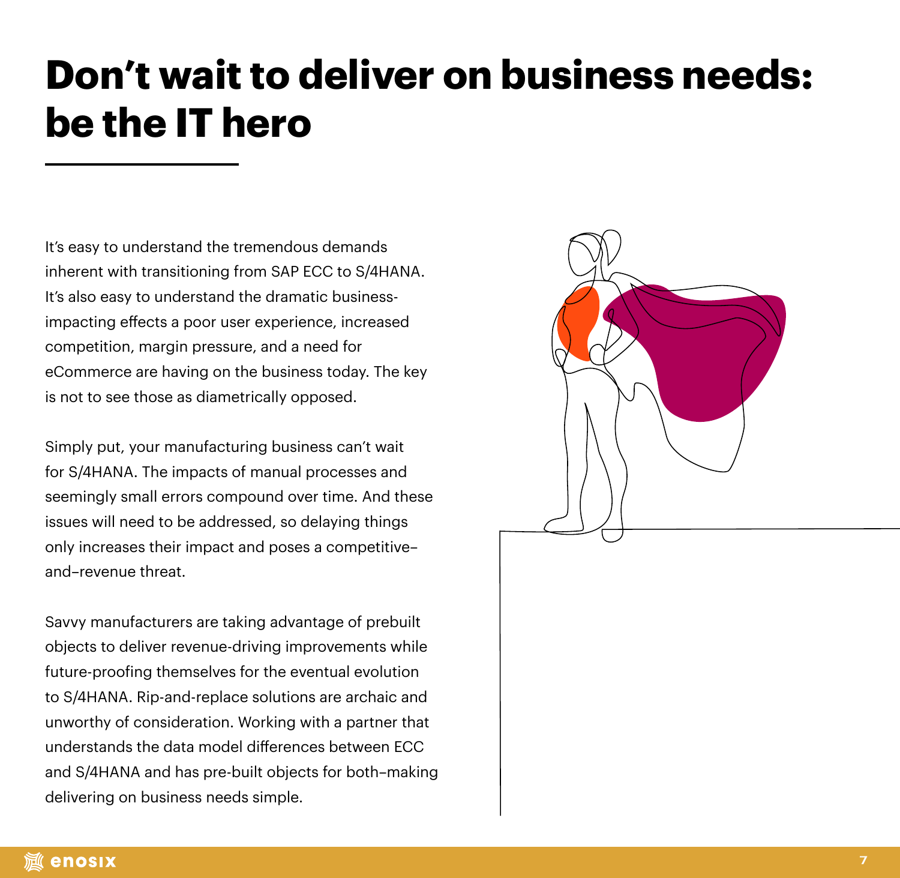# Don't wait to deliver on business needs: be the IT hero

It's easy to understand the tremendous demands inherent with transitioning from SAP ECC to S/4HANA. It's also easy to understand the dramatic business-impacting effects a poor user experience, increased competition, margin pressure, and a need for eCommerce are having on the business today. The key is not to see those as diametrically opposed.

Simply put, your manufacturing business can't wait for S/4HANA. The impacts of manual processes and seemingly small errors compound over time. And these issues will need to be addressed, so delaying things only increases their impact and poses a competitive–and–revenue threat.

Savvy manufacturers are taking advantage of prebuilt objects to deliver revenue-driving improvements while future-proofing themselves for the eventual evolution to S/4HANA. Rip-and-replace solutions are archaic and unworthy of consideration. Working with a partner that understands the data model differences between ECC and S/4HANA and has pre-built objects for both–making delivering on business needs simple.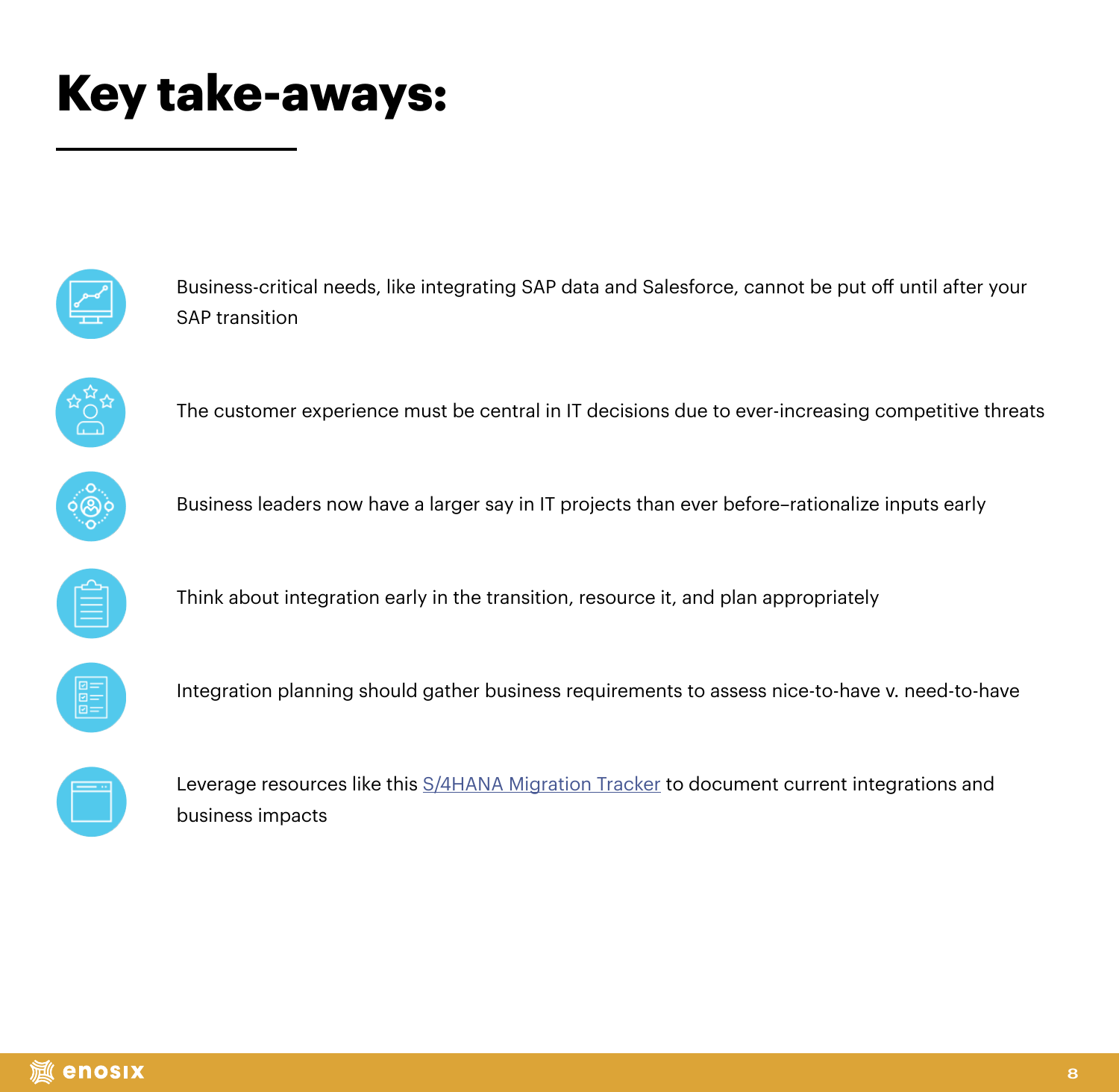# Key take-aways:

- Business-critical needs, like integrating SAP data and Salesforce, cannot be put off until after your SAP transition
- The customer experience must be central in IT decisions due to ever-increasing competitive threats
- Business leaders now have a larger say in IT projects than ever before–rationalize inputs early
- Think about integration early in the transition, resource it, and plan appropriately
- Integration planning should gather business requirements to assess nice-to-have v. need-to-have
- Leverage resources like this S/4HANA Migration Tracker to document current integrations and business impacts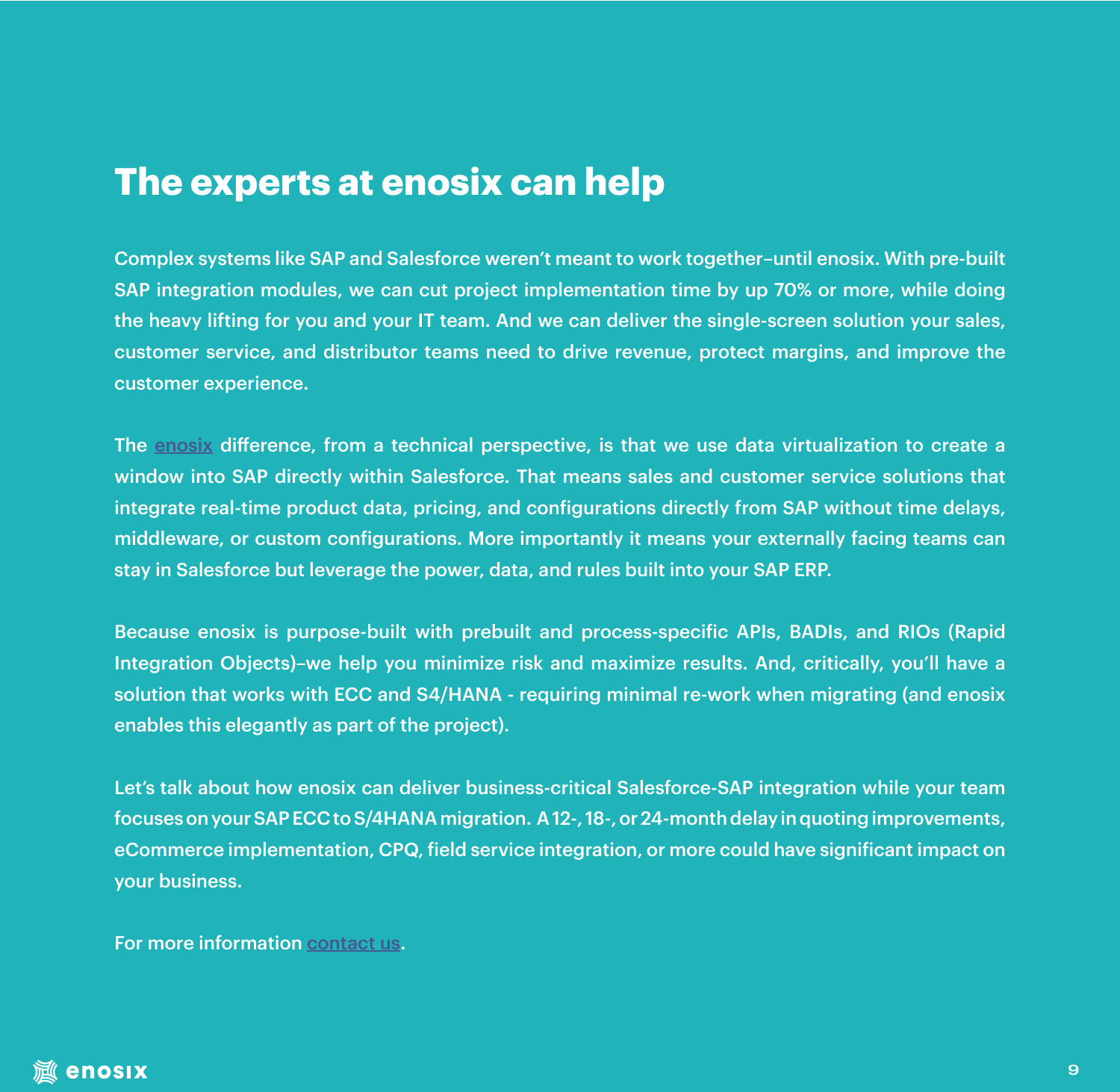# The experts at enosix can help

Complex systems like SAP and Salesforce weren't meant to work together–until enosix. With pre-built SAP integration modules, we can cut project implementation time by up 70% or more, while doing the heavy lifting for you and your IT team. And we can deliver the single-screen solution your sales, customer service, and distributor teams need to drive revenue, protect margins, and improve the customer experience.

The enosix difference, from a technical perspective, is that we use data virtualization to create a window into SAP directly within Salesforce. That means sales and customer service solutions that integrate real-time product data, pricing, and configurations directly from SAP without time delays, middleware, or custom configurations. More importantly it means your externally facing teams can stay in Salesforce but leverage the power, data, and rules built into your SAP ERP.

Because enosix is purpose-built with prebuilt and process-specific APIs, BADIs, and RIOs (Rapid Integration Objects)–we help you minimize risk and maximize results. And, critically, you'll have a solution that works with ECC and S4/HANA - requiring minimal re-work when migrating (and enosix enables this elegantly as part of the project).

Let's talk about how enosix can deliver business-critical Salesforce-SAP integration while your team focuses on your SAP ECC to S/4HANA migration. A 12-, 18-, or 24-month delay in quoting improvements, eCommerce implementation, CPQ, field service integration, or more could have significant impact on your business.

For more information contact us.